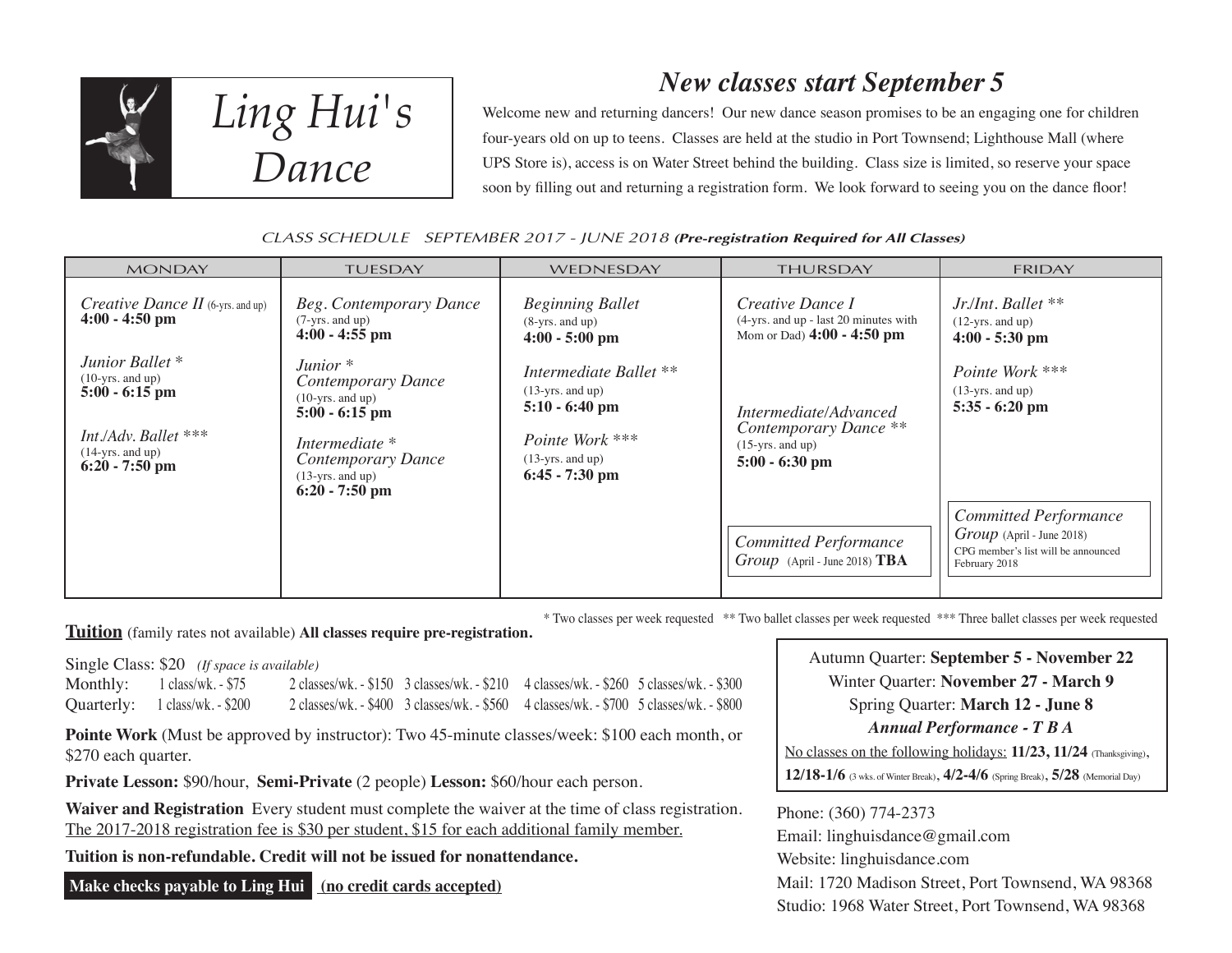# Ling Hui's Dance

## New classes start September 5

Welcome new and returning dancers! Our new dance season promises to be an engaging one for children four-years old on up to teens. Classes are held at the studio in Port Townsend; Lighthouse Mall (where UPS Store is), access is on Water Street behind the building. Class size is limited, so reserve your space soon by filling out and returning a registration form. We look forward to seeing you on the dance floor!

*CLASS SCHEDULE SEPTEMBER 2017 - JUNE 2018* ***(Pre-registration Required for All Classes)***

| MONDAY | TUESDAY | WEDNESDAY | THURSDAY | FRIDAY |
|---|---|---|---|---|
| *Creative Dance II* (6-yrs. and up) **4:00 - 4:50 pm** | *Beg. Contemporary Dance* (7-yrs. and up) **4:00 - 4:55 pm** | *Beginning Ballet* (8-yrs. and up) **4:00 - 5:00 pm** | *Creative Dance I* (4-yrs. and up - last 20 minutes with Mom or Dad) **4:00 - 4:50 pm** | *Jr./Int. Ballet* ** (12-yrs. and up) **4:00 - 5:30 pm** |
| *Junior Ballet* * (10-yrs. and up) **5:00 - 6:15 pm** | *Junior * Contemporary Dance* (10-yrs. and up) **5:00 - 6:15 pm** | *Intermediate Ballet* ** (13-yrs. and up) **5:10 - 6:40 pm** | *Intermediate/Advanced Contemporary Dance* ** (15-yrs. and up) **5:00 - 6:30 pm** | *Pointe Work* *** (13-yrs. and up) **5:35 - 6:20 pm** |
| *Int./Adv. Ballet* *** (14-yrs. and up) **6:20 - 7:50 pm** | *Intermediate * Contemporary Dance* (13-yrs. and up) **6:20 - 7:50 pm** | *Pointe Work* *** (13-yrs. and up) **6:45 - 7:30 pm** | | |
| | | | *Committed Performance Group* (April - June 2018) **TBA** | *Committed Performance Group* (April - June 2018) CPG member's list will be announced February 2018 |

\* Two classes per week requested ** Two ballet classes per week requested *** Three ballet classes per week requested

**Tuition** (family rates not available) **All classes require pre-registration.**

Single Class: $20 *(If space is available)*

| | | | | | |
|---|---|---|---|---|---|
| Monthly: | 1 class/wk. - $75 | 2 classes/wk. - $150 | 3 classes/wk. - $210 | 4 classes/wk. - $260 | 5 classes/wk. - $300 |
| Quarterly: | 1 class/wk. - $200 | 2 classes/wk. - $400 | 3 classes/wk. - $560 | 4 classes/wk. - $700 | 5 classes/wk. - $800 |

**Pointe Work** (Must be approved by instructor): Two 45-minute classes/week: $100 each month, or $270 each quarter.

**Private Lesson:** $90/hour, **Semi-Private** (2 people) **Lesson:** $60/hour each person.

**Waiver and Registration** Every student must complete the waiver at the time of class registration. The 2017-2018 registration fee is $30 per student, $15 for each additional family member.

**Tuition is non-refundable. Credit will not be issued for nonattendance.**

**Make checks payable to Ling Hui** **(no credit cards accepted)**

Autumn Quarter: **September 5 - November 22**
Winter Quarter: **November 27 - March 9**
Spring Quarter: **March 12 - June 8**
***Annual Performance - T B A***

No classes on the following holidays: **11/23, 11/24** (Thanksgiving), **12/18-1/6** (3 wks. of Winter Break), **4/2-4/6** (Spring Break), **5/28** (Memorial Day)

Phone: (360) 774-2373
Email: linghuisdance@gmail.com
Website: linghuisdance.com
Mail: 1720 Madison Street, Port Townsend, WA 98368
Studio: 1968 Water Street, Port Townsend, WA 98368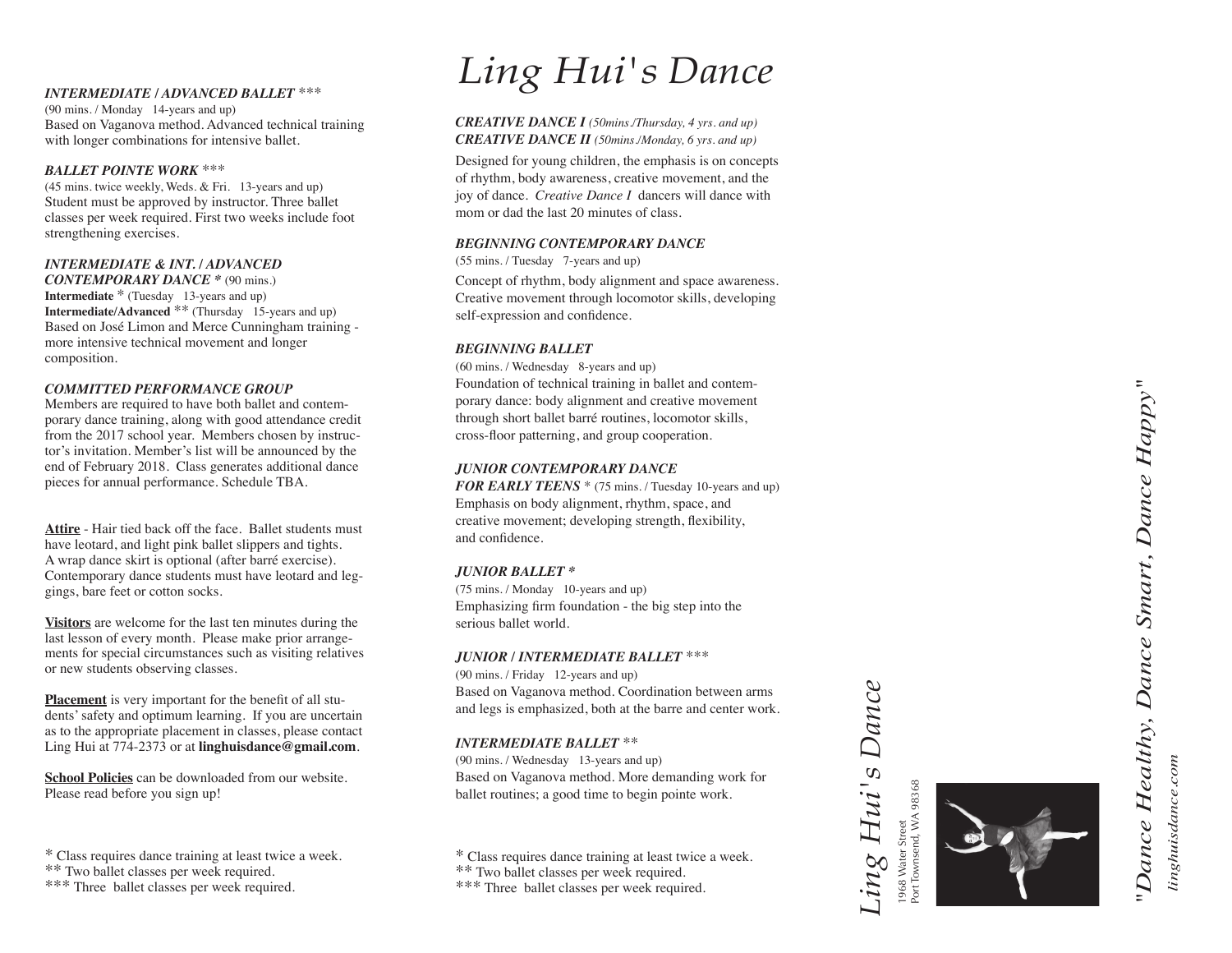*INTERMEDIATE / ADVANCED BALLET* ***

(90 mins. / Monday 14-years and up)
Based on Vaganova method. Advanced technical training with longer combinations for intensive ballet.

*BALLET POINTE WORK* ***

(45 mins. twice weekly, Weds. & Fri. 13-years and up)
Student must be approved by instructor. Three ballet classes per week required. First two weeks include foot strengthening exercises.

*INTERMEDIATE & INT. / ADVANCED CONTEMPORARY DANCE* * (90 mins.)

**Intermediate** * (Tuesday 13-years and up)
**Intermediate/Advanced** ** (Thursday 15-years and up)
Based on José Limon and Merce Cunningham training - more intensive technical movement and longer composition.

*COMMITTED PERFORMANCE GROUP*

Members are required to have both ballet and contemporary dance training, along with good attendance credit from the 2017 school year. Members chosen by instructor's invitation. Member's list will be announced by the end of February 2018. Class generates additional dance pieces for annual performance. Schedule TBA.

**Attire** - Hair tied back off the face. Ballet students must have leotard, and light pink ballet slippers and tights. A wrap dance skirt is optional (after barré exercise). Contemporary dance students must have leotard and leggings, bare feet or cotton socks.

**Visitors** are welcome for the last ten minutes during the last lesson of every month. Please make prior arrangements for special circumstances such as visiting relatives or new students observing classes.

**Placement** is very important for the benefit of all students' safety and optimum learning. If you are uncertain as to the appropriate placement in classes, please contact Ling Hui at 774-2373 or at **linghuisdance@gmail.com**.

**School Policies** can be downloaded from our website. Please read before you sign up!

* Class requires dance training at least twice a week.
** Two ballet classes per week required.
*** Three ballet classes per week required.

# *Ling Hui's Dance*

***CREATIVE DANCE I*** *(50mins./Thursday, 4 yrs. and up)*
***CREATIVE DANCE II*** *(50mins./Monday, 6 yrs. and up)*

Designed for young children, the emphasis is on concepts of rhythm, body awareness, creative movement, and the joy of dance. *Creative Dance I* dancers will dance with mom or dad the last 20 minutes of class.

*BEGINNING CONTEMPORARY DANCE*

(55 mins. / Tuesday 7-years and up)
Concept of rhythm, body alignment and space awareness. Creative movement through locomotor skills, developing self-expression and confidence.

*BEGINNING BALLET*

(60 mins. / Wednesday 8-years and up)
Foundation of technical training in ballet and contemporary dance: body alignment and creative movement through short ballet barré routines, locomotor skills, cross-floor patterning, and group cooperation.

*JUNIOR CONTEMPORARY DANCE FOR EARLY TEENS* * (75 mins. / Tuesday 10-years and up)

Emphasis on body alignment, rhythm, space, and creative movement; developing strength, flexibility, and confidence.

*JUNIOR BALLET* *

(75 mins. / Monday 10-years and up)
Emphasizing firm foundation - the big step into the serious ballet world.

*JUNIOR / INTERMEDIATE BALLET* ***

(90 mins. / Friday 12-years and up)
Based on Vaganova method. Coordination between arms and legs is emphasized, both at the barre and center work.

*INTERMEDIATE BALLET* **

(90 mins. / Wednesday 13-years and up)
Based on Vaganova method. More demanding work for ballet routines; a good time to begin pointe work.

* Class requires dance training at least twice a week.
** Two ballet classes per week required.
*** Three ballet classes per week required.

*Ling Hui's Dance*

1968 Water Street
Port Townsend, WA 98368

*"Dance Healthy, Dance Smart, Dance Happy"*

*linghuisdance.com*